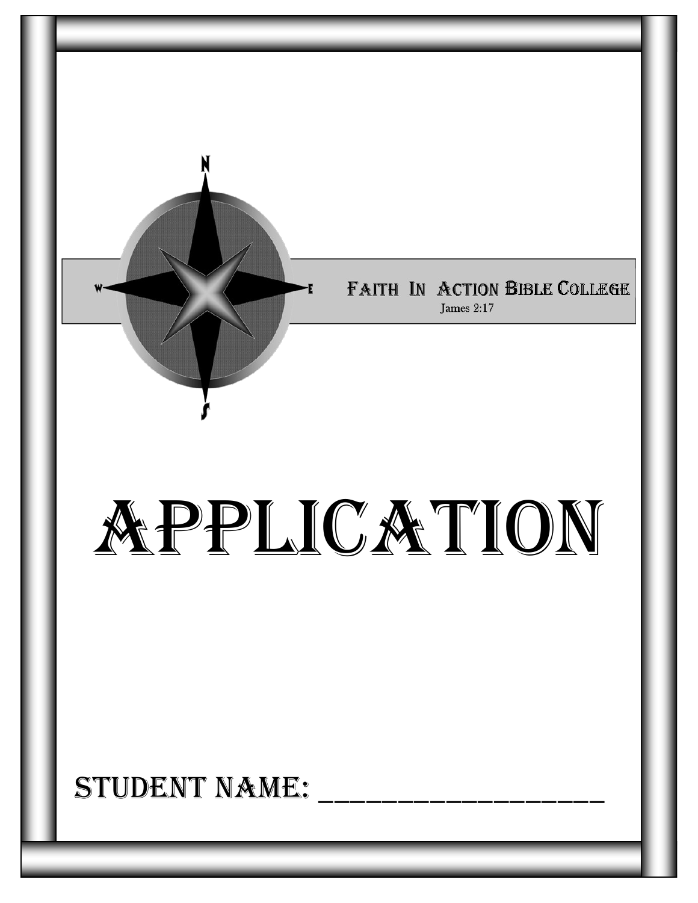Faith In Action Bible College

James 2:17

# APPLICATION

STUDENT NAME: ____________________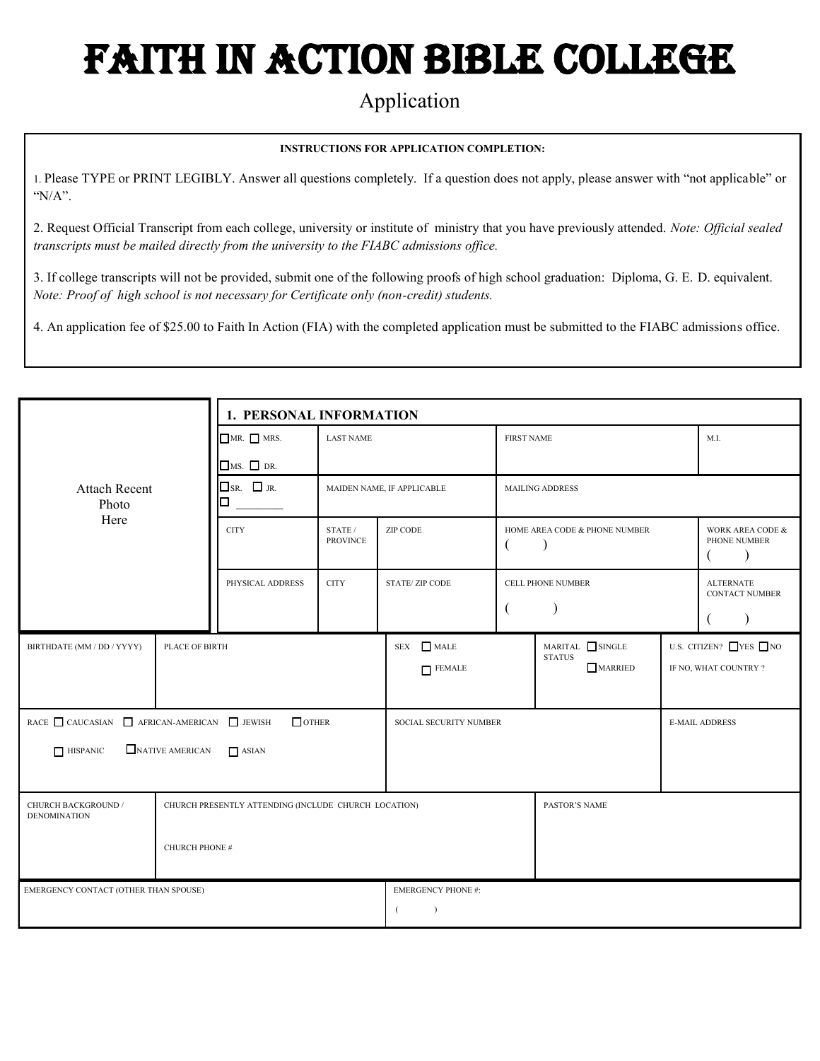# FAITH IN ACTION BIBLE COLLEGE

Application

**INSTRUCTIONS FOR APPLICATION COMPLETION:**

1. Please TYPE or PRINT LEGIBLY. Answer all questions completely. If a question does not apply, please answer with "not applicable" or "N/A".

2. Request Official Transcript from each college, university or institute of ministry that you have previously attended. *Note: Official sealed transcripts must be mailed directly from the university to the FIABC admissions office.*

3. If college transcripts will not be provided, submit one of the following proofs of high school graduation: Diploma, G. E. D. equivalent. *Note: Proof of high school is not necessary for Certificate only (non-credit) students.*

4. An application fee of $25.00 to Faith In Action (FIA) with the completed application must be submitted to the FIABC admissions office.

## 1. PERSONAL INFORMATION

Attach Recent Photo Here

| ☐ MR. ☐ MRS. ☐ MS. ☐ DR. | LAST NAME | | FIRST NAME | M.I. |
|---|---|---|---|---|
| ☐ SR. ☐ JR. ☐ ________ | MAIDEN NAME, IF APPLICABLE | | MAILING ADDRESS | |
| CITY | STATE / PROVINCE | ZIP CODE | HOME AREA CODE & PHONE NUMBER ( ) | WORK AREA CODE & PHONE NUMBER ( ) |
| PHYSICAL ADDRESS | CITY | STATE/ ZIP CODE | CELL PHONE NUMBER ( ) | ALTERNATE CONTACT NUMBER ( ) |

| BIRTHDATE (MM / DD / YYYY) | PLACE OF BIRTH | SEX ☐ MALE ☐ FEMALE | MARITAL STATUS ☐ SINGLE ☐ MARRIED | U.S. CITIZEN? ☐ YES ☐ NO IF NO, WHAT COUNTRY ? |
|---|---|---|---|---|

| RACE ☐ CAUCASIAN ☐ AFRICAN-AMERICAN ☐ JEWISH ☐ OTHER ☐ HISPANIC ☐ NATIVE AMERICAN ☐ ASIAN | SOCIAL SECURITY NUMBER | E-MAIL ADDRESS |
|---|---|---|

| CHURCH BACKGROUND / DENOMINATION | CHURCH PRESENTLY ATTENDING (INCLUDE CHURCH LOCATION) CHURCH PHONE # | PASTOR'S NAME |
|---|---|---|

| EMERGENCY CONTACT (OTHER THAN SPOUSE) | EMERGENCY PHONE #: ( ) |
|---|---|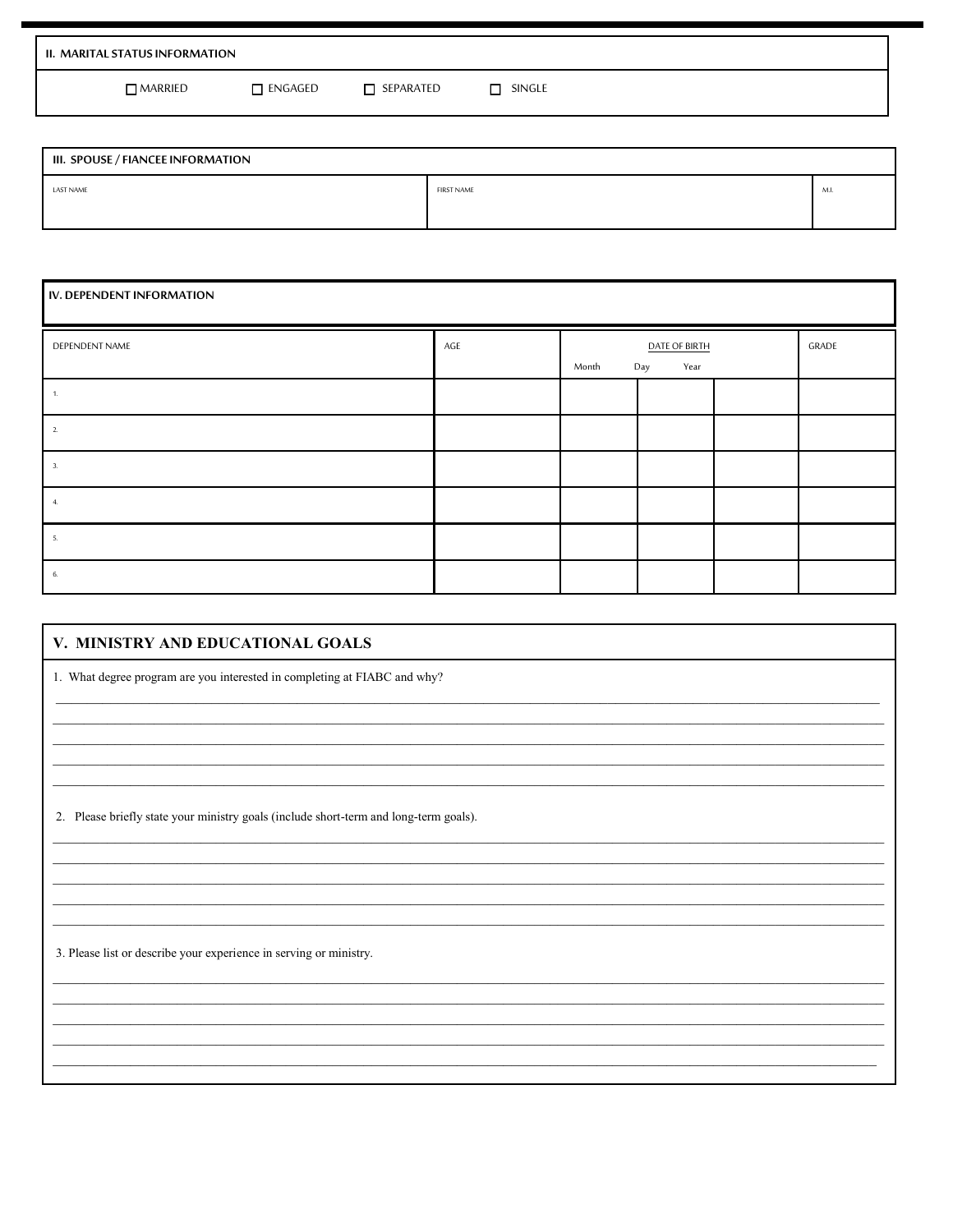## II. MARITAL STATUS INFORMATION

☐ MARRIED ☐ ENGAGED ☐ SEPARATED ☐ SINGLE

## III. SPOUSE / FIANCEE INFORMATION

| LAST NAME | FIRST NAME | M.I. |
|---|---|---|
| | | |

## IV. DEPENDENT INFORMATION

| DEPENDENT NAME | AGE | DATE OF BIRTH | | | GRADE |
|---|---|---|---|---|---|
| | | Month | Day | Year | |
| 1. | | | | | |
| 2. | | | | | |
| 3. | | | | | |
| 4. | | | | | |
| 5. | | | | | |
| 6. | | | | | |

## V. MINISTRY AND EDUCATIONAL GOALS

1. What degree program are you interested in completing at FIABC and why?

_______________________________________________________________________________

_______________________________________________________________________________

_______________________________________________________________________________

_______________________________________________________________________________

_______________________________________________________________________________

2. Please briefly state your ministry goals (include short-term and long-term goals).

_______________________________________________________________________________

_______________________________________________________________________________

_______________________________________________________________________________

_______________________________________________________________________________

_______________________________________________________________________________

3. Please list or describe your experience in serving or ministry.

_______________________________________________________________________________

_______________________________________________________________________________

_______________________________________________________________________________

_______________________________________________________________________________

_______________________________________________________________________________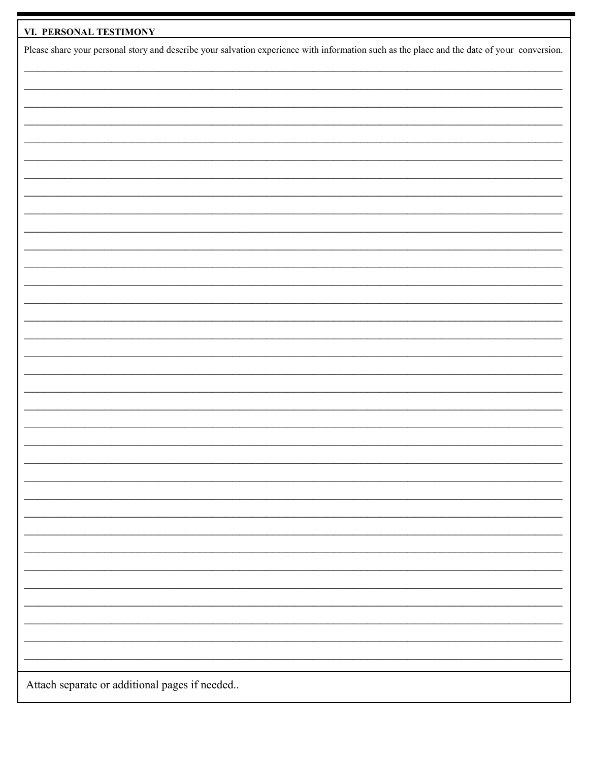## VI. PERSONAL TESTIMONY

Please share your personal story and describe your salvation experience with information such as the place and the date of your conversion.

Attach separate or additional pages if needed..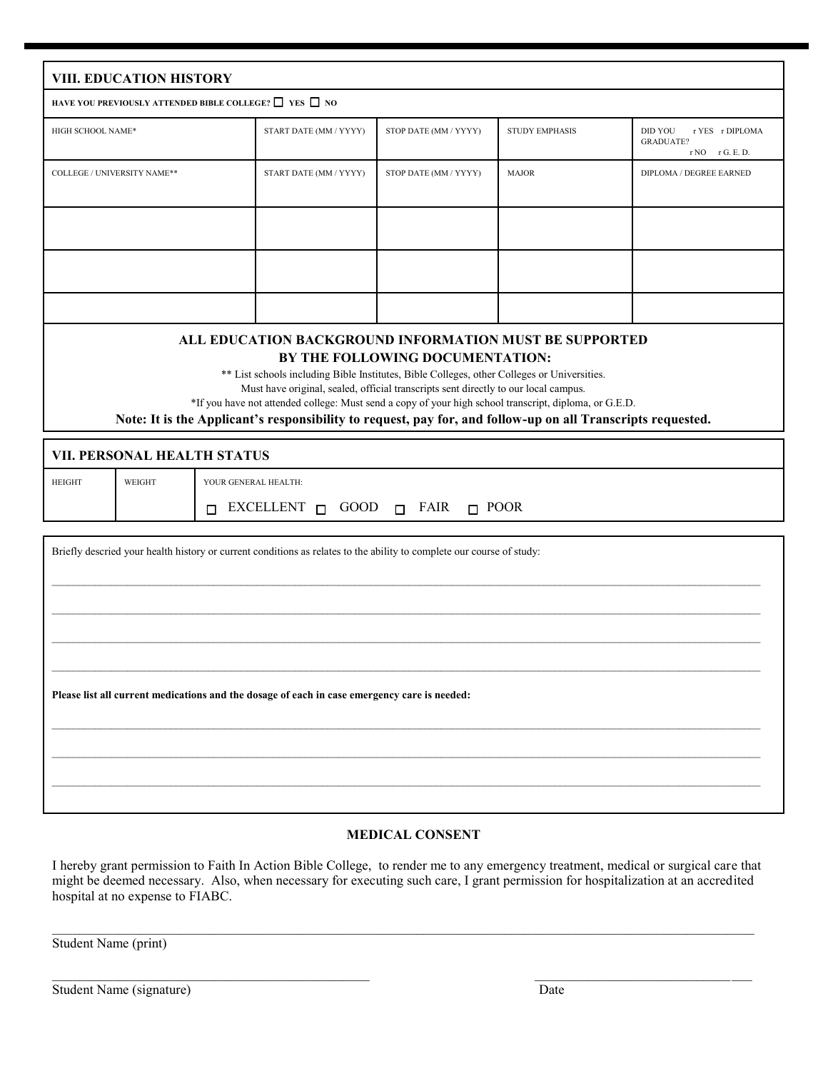## VIII. EDUCATION HISTORY

HAVE YOU PREVIOUSLY ATTENDED BIBLE COLLEGE? ☐ YES ☐ NO

| HIGH SCHOOL NAME* | START DATE (MM / YYYY) | STOP DATE (MM / YYYY) | STUDY EMPHASIS | DID YOU GRADUATE? r YES r DIPLOMA r NO r G. E. D. |
|---|---|---|---|---|
| COLLEGE / UNIVERSITY NAME** | START DATE (MM / YYYY) | STOP DATE (MM / YYYY) | MAJOR | DIPLOMA / DEGREE EARNED |
| | | | | |
| | | | | |
| | | | | |

**ALL EDUCATION BACKGROUND INFORMATION MUST BE SUPPORTED BY THE FOLLOWING DOCUMENTATION:**

** List schools including Bible Institutes, Bible Colleges, other Colleges or Universities.
Must have original, sealed, official transcripts sent directly to our local campus.
*If you have not attended college: Must send a copy of your high school transcript, diploma, or G.E.D.

**Note: It is the Applicant's responsibility to request, pay for, and follow-up on all Transcripts requested.**

## VII. PERSONAL HEALTH STATUS

| HEIGHT | WEIGHT | YOUR GENERAL HEALTH: ☐ EXCELLENT ☐ GOOD ☐ FAIR ☐ POOR |
|---|---|---|

Briefly descried your health history or current conditions as relates to the ability to complete our course of study:

_______________________________________________________________________________

_______________________________________________________________________________

_______________________________________________________________________________

_______________________________________________________________________________

**Please list all current medications and the dosage of each in case emergency care is needed:**

_______________________________________________________________________________

_______________________________________________________________________________

_______________________________________________________________________________

**MEDICAL CONSENT**

I hereby grant permission to Faith In Action Bible College, to render me to any emergency treatment, medical or surgical care that might be deemed necessary. Also, when necessary for executing such care, I grant permission for hospitalization at an accredited hospital at no expense to FIABC.

_______________________________________________________________________________
Student Name (print)

_________________________________________________ ______________________________
Student Name (signature) Date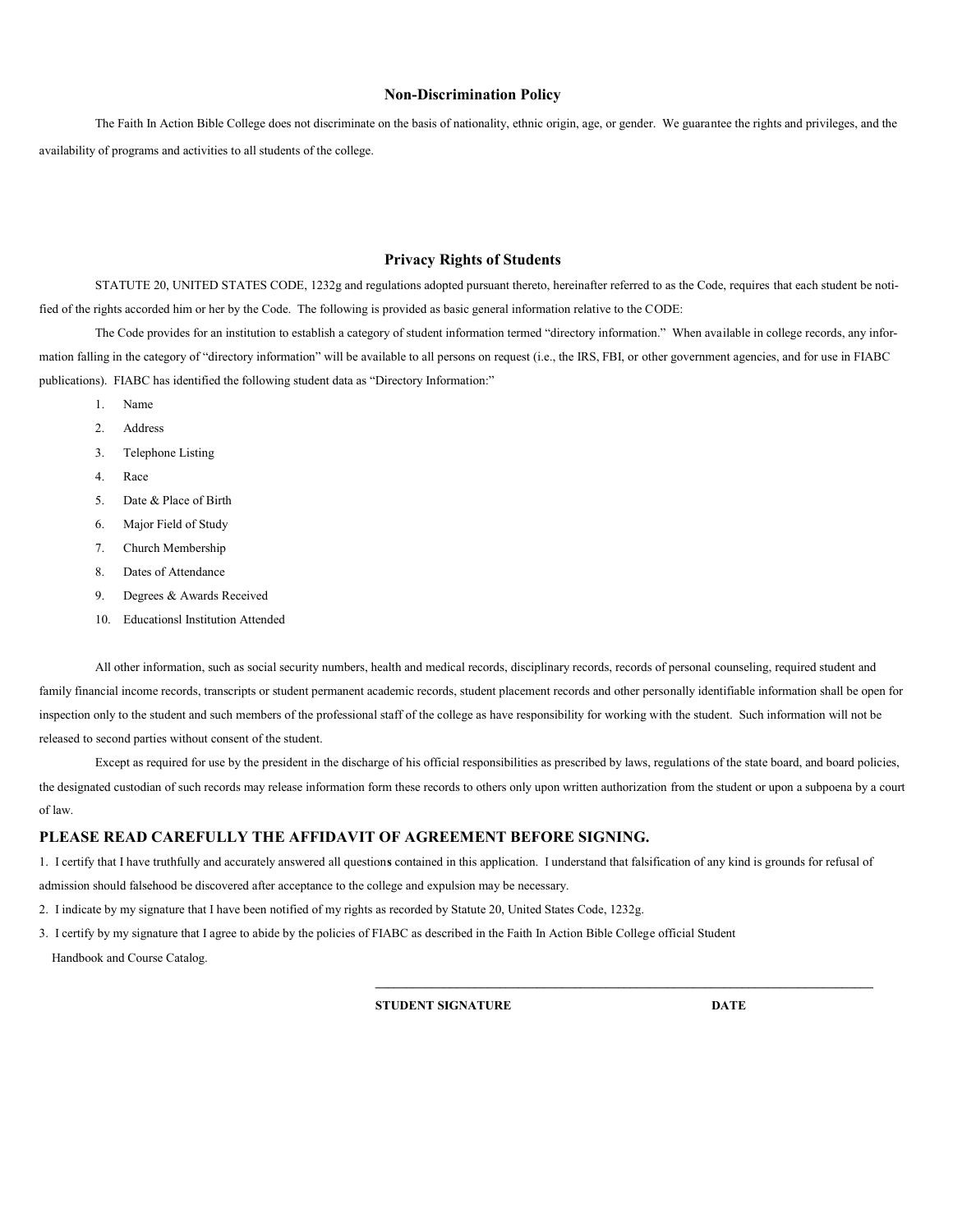## Non-Discrimination Policy

The Faith In Action Bible College does not discriminate on the basis of nationality, ethnic origin, age, or gender. We guarantee the rights and privileges, and the availability of programs and activities to all students of the college.

## Privacy Rights of Students

STATUTE 20, UNITED STATES CODE, 1232g and regulations adopted pursuant thereto, hereinafter referred to as the Code, requires that each student be notified of the rights accorded him or her by the Code. The following is provided as basic general information relative to the CODE:

The Code provides for an institution to establish a category of student information termed "directory information." When available in college records, any information falling in the category of "directory information" will be available to all persons on request (i.e., the IRS, FBI, or other government agencies, and for use in FIABC publications). FIABC has identified the following student data as "Directory Information:"

1. Name
2. Address
3. Telephone Listing
4. Race
5. Date & Place of Birth
6. Major Field of Study
7. Church Membership
8. Dates of Attendance
9. Degrees & Awards Received
10. Educationsl Institution Attended

All other information, such as social security numbers, health and medical records, disciplinary records, records of personal counseling, required student and family financial income records, transcripts or student permanent academic records, student placement records and other personally identifiable information shall be open for inspection only to the student and such members of the professional staff of the college as have responsibility for working with the student. Such information will not be released to second parties without consent of the student.

Except as required for use by the president in the discharge of his official responsibilities as prescribed by laws, regulations of the state board, and board policies, the designated custodian of such records may release information form these records to others only upon written authorization from the student or upon a subpoena by a court of law.

**PLEASE READ CAREFULLY THE AFFIDAVIT OF AGREEMENT BEFORE SIGNING.**

1. I certify that I have truthfully and accurately answered all questions contained in this application. I understand that falsification of any kind is grounds for refusal of admission should falsehood be discovered after acceptance to the college and expulsion may be necessary.
2. I indicate by my signature that I have been notified of my rights as recorded by Statute 20, United States Code, 1232g.
3. I certify by my signature that I agree to abide by the policies of FIABC as described in the Faith In Action Bible College official Student Handbook and Course Catalog.

\_\_\_\_\_\_\_\_\_\_\_\_\_\_\_\_\_\_\_\_\_\_\_\_\_\_\_\_\_\_\_\_\_\_\_\_\_\_\_\_\_\_\_\_\_\_\_\_\_\_\_\_\_\_\_\_\_\_\_\_

**STUDENT SIGNATURE** **DATE**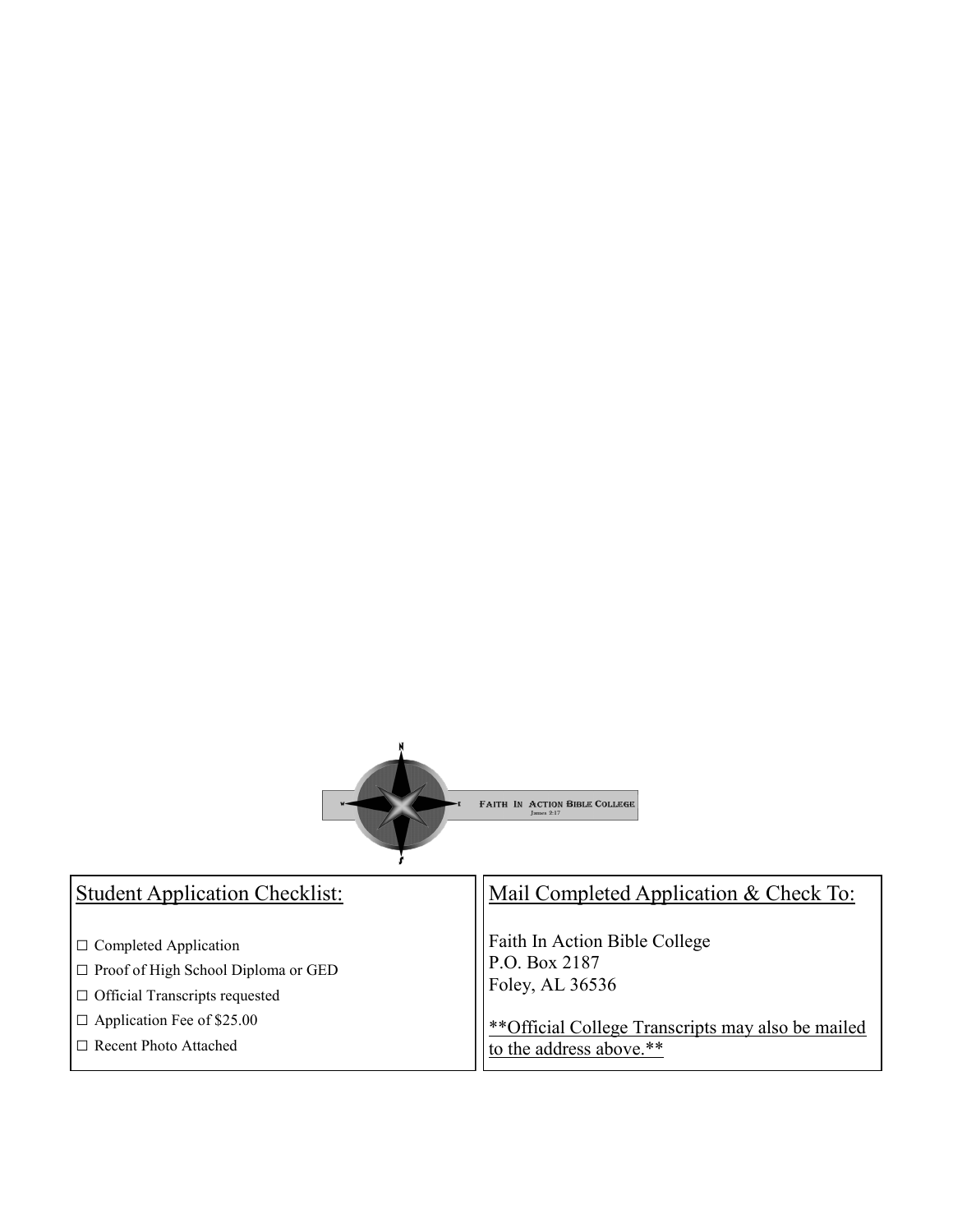FAITH IN ACTION BIBLE COLLEGE
James 2:17

## Student Application Checklist:

☐ Completed Application
☐ Proof of High School Diploma or GED
☐ Official Transcripts requested
☐ Application Fee of $25.00
☐ Recent Photo Attached

## Mail Completed Application & Check To:

Faith In Action Bible College
P.O. Box 2187
Foley, AL 36536

<u>**Official College Transcripts may also be mailed to the address above.**</u>